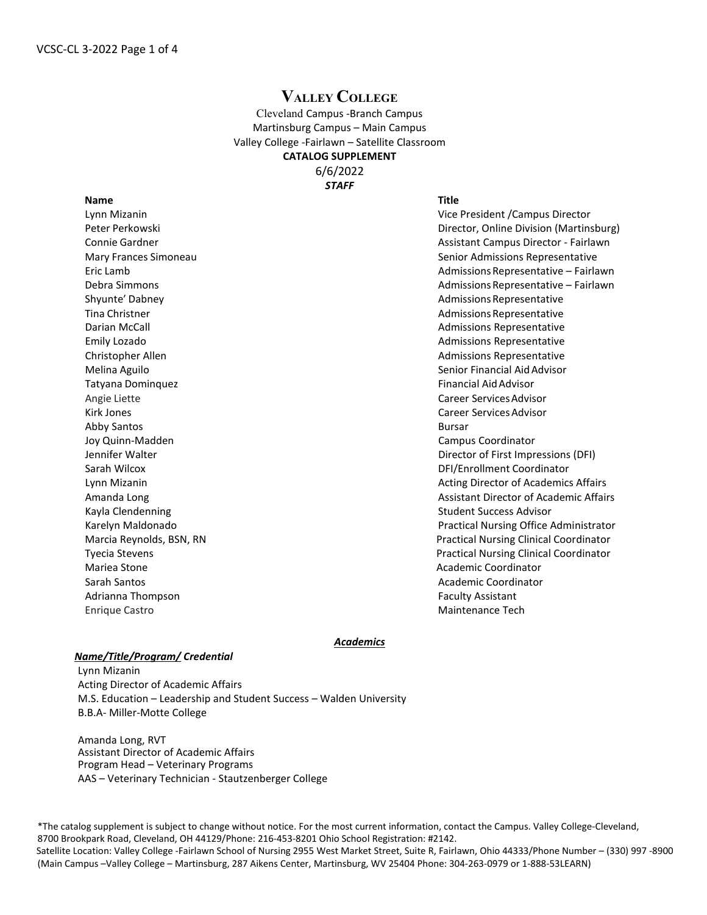# Valley College

Cleveland Campus -Branch Campus
Martinsburg Campus – Main Campus
Valley College -Fairlawn – Satellite Classroom

**CATALOG SUPPLEMENT**

6/6/2022

***STAFF***

| Name | Title |
|---|---|
| Lynn Mizanin | Vice President /Campus Director |
| Peter Perkowski | Director, Online Division (Martinsburg) |
| Connie Gardner | Assistant Campus Director - Fairlawn |
| Mary Frances Simoneau | Senior Admissions Representative |
| Eric Lamb | Admissions Representative – Fairlawn |
| Debra Simmons | Admissions Representative – Fairlawn |
| Shyunte' Dabney | Admissions Representative |
| Tina Christner | Admissions Representative |
| Darian McCall | Admissions Representative |
| Emily Lozado | Admissions Representative |
| Christopher Allen | Admissions Representative |
| Melina Aguilo | Senior Financial Aid Advisor |
| Tatyana Dominquez | Financial Aid Advisor |
| Angie Liette | Career Services Advisor |
| Kirk Jones | Career Services Advisor |
| Abby Santos | Bursar |
| Joy Quinn-Madden | Campus Coordinator |
| Jennifer Walter | Director of First Impressions (DFI) |
| Sarah Wilcox | DFI/Enrollment Coordinator |
| Lynn Mizanin | Acting Director of Academics Affairs |
| Amanda Long | Assistant Director of Academic Affairs |
| Kayla Clendenning | Student Success Advisor |
| Karelyn Maldonado | Practical Nursing Office Administrator |
| Marcia Reynolds, BSN, RN | Practical Nursing Clinical Coordinator |
| Tyecia Stevens | Practical Nursing Clinical Coordinator |
| Mariea Stone | Academic Coordinator |
| Sarah Santos | Academic Coordinator |
| Adrianna Thompson | Faculty Assistant |
| Enrique Castro | Maintenance Tech |

***Academics***

***Name/Title/Program/ Credential***

Lynn Mizanin
Acting Director of Academic Affairs
M.S. Education – Leadership and Student Success – Walden University
B.B.A- Miller-Motte College

Amanda Long, RVT
Assistant Director of Academic Affairs
Program Head – Veterinary Programs
AAS – Veterinary Technician - Stautzenberger College

*The catalog supplement is subject to change without notice. For the most current information, contact the Campus. Valley College-Cleveland, 8700 Brookpark Road, Cleveland, OH 44129/Phone: 216-453-8201 Ohio School Registration: #2142.
Satellite Location: Valley College -Fairlawn School of Nursing 2955 West Market Street, Suite R, Fairlawn, Ohio 44333/Phone Number – (330) 997 -8900
(Main Campus –Valley College – Martinsburg, 287 Aikens Center, Martinsburg, WV 25404 Phone: 304-263-0979 or 1-888-53LEARN)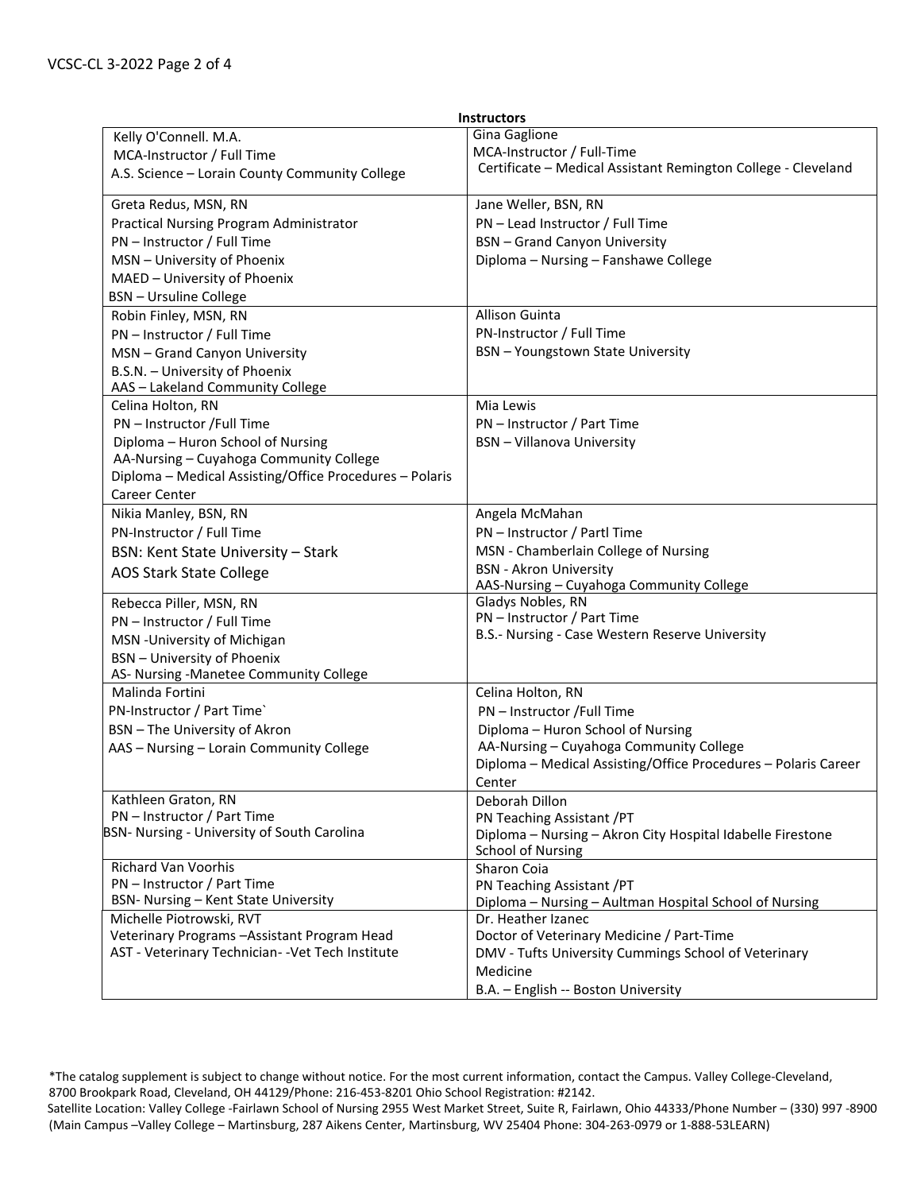**Instructors**

| | |
|---|---|
| Kelly O'Connell. M.A.<br>MCA-Instructor / Full Time<br>A.S. Science – Lorain County Community College | Gina Gaglione<br>MCA-Instructor / Full-Time<br>Certificate – Medical Assistant Remington College - Cleveland |
| Greta Redus, MSN, RN<br>Practical Nursing Program Administrator<br>PN – Instructor / Full Time<br>MSN – University of Phoenix<br>MAED – University of Phoenix<br>BSN – Ursuline College | Jane Weller, BSN, RN<br>PN – Lead Instructor / Full Time<br>BSN – Grand Canyon University<br>Diploma – Nursing – Fanshawe College |
| Robin Finley, MSN, RN<br>PN – Instructor / Full Time<br>MSN – Grand Canyon University<br>B.S.N. – University of Phoenix<br>AAS – Lakeland Community College | Allison Guinta<br>PN-Instructor / Full Time<br>BSN – Youngstown State University |
| Celina Holton, RN<br>PN – Instructor /Full Time<br>Diploma – Huron School of Nursing<br>AA-Nursing – Cuyahoga Community College<br>Diploma – Medical Assisting/Office Procedures – Polaris Career Center | Mia Lewis<br>PN – Instructor / Part Time<br>BSN – Villanova University |
| Nikia Manley, BSN, RN<br>PN-Instructor / Full Time<br>BSN: Kent State University – Stark<br>AOS Stark State College | Angela McMahan<br>PN – Instructor / Partl Time<br>MSN - Chamberlain College of Nursing<br>BSN - Akron University<br>AAS-Nursing – Cuyahoga Community College |
| Rebecca Piller, MSN, RN<br>PN – Instructor / Full Time<br>MSN -University of Michigan<br>BSN – University of Phoenix<br>AS- Nursing -Manetee Community College | Gladys Nobles, RN<br>PN – Instructor / Part Time<br>B.S.- Nursing - Case Western Reserve University |
| Malinda Fortini<br>PN-Instructor / Part Time`<br>BSN – The University of Akron<br>AAS – Nursing – Lorain Community College | Celina Holton, RN<br>PN – Instructor /Full Time<br>Diploma – Huron School of Nursing<br>AA-Nursing – Cuyahoga Community College<br>Diploma – Medical Assisting/Office Procedures – Polaris Career Center |
| Kathleen Graton, RN<br>PN – Instructor / Part Time<br>BSN- Nursing - University of South Carolina | Deborah Dillon<br>PN Teaching Assistant /PT<br>Diploma – Nursing – Akron City Hospital Idabelle Firestone School of Nursing |
| Richard Van Voorhis<br>PN – Instructor / Part Time<br>BSN- Nursing – Kent State University | Sharon Coia<br>PN Teaching Assistant /PT<br>Diploma – Nursing – Aultman Hospital School of Nursing |
| Michelle Piotrowski, RVT<br>Veterinary Programs –Assistant Program Head<br>AST - Veterinary Technician- -Vet Tech Institute | Dr. Heather Izanec<br>Doctor of Veterinary Medicine / Part-Time<br>DMV - Tufts University Cummings School of Veterinary Medicine<br>B.A. – English -- Boston University |

*The catalog supplement is subject to change without notice. For the most current information, contact the Campus. Valley College-Cleveland, 8700 Brookpark Road, Cleveland, OH 44129/Phone: 216-453-8201 Ohio School Registration: #2142.
Satellite Location: Valley College -Fairlawn School of Nursing 2955 West Market Street, Suite R, Fairlawn, Ohio 44333/Phone Number – (330) 997 -8900
(Main Campus –Valley College – Martinsburg, 287 Aikens Center, Martinsburg, WV 25404 Phone: 304-263-0979 or 1-888-53LEARN)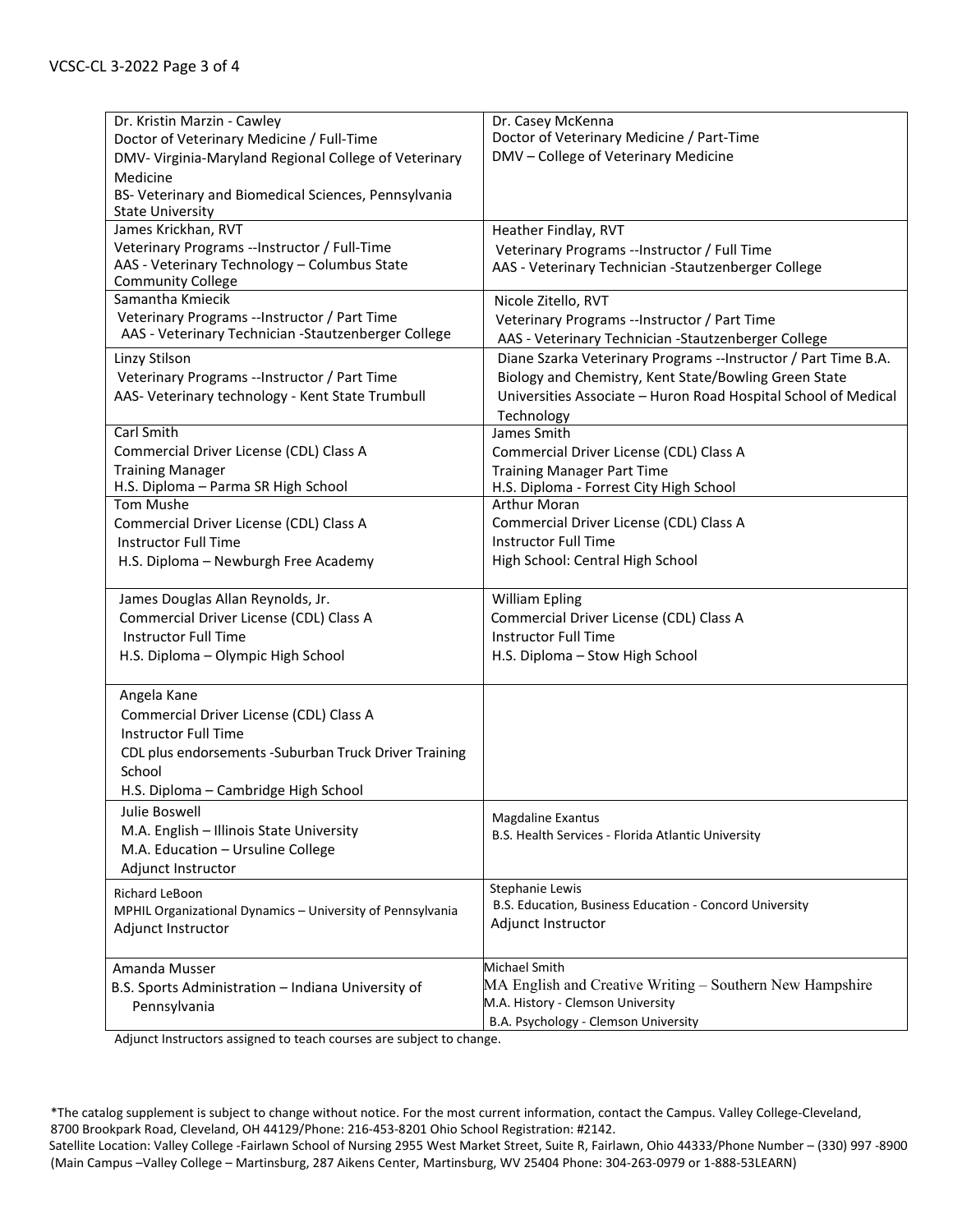| | |
|---|---|
| Dr. Kristin Marzin - Cawley<br>Doctor of Veterinary Medicine / Full-Time<br>DMV- Virginia-Maryland Regional College of Veterinary Medicine<br>BS- Veterinary and Biomedical Sciences, Pennsylvania State University | Dr. Casey McKenna<br>Doctor of Veterinary Medicine / Part-Time<br>DMV – College of Veterinary Medicine |
| James Krickhan, RVT<br>Veterinary Programs --Instructor / Full-Time<br>AAS - Veterinary Technology – Columbus State Community College | Heather Findlay, RVT<br>Veterinary Programs --Instructor / Full Time<br>AAS - Veterinary Technician -Stautzenberger College |
| Samantha Kmiecik<br>Veterinary Programs --Instructor / Part Time<br>AAS - Veterinary Technician -Stautzenberger College | Nicole Zitello, RVT<br>Veterinary Programs --Instructor / Part Time<br>AAS - Veterinary Technician -Stautzenberger College |
| Linzy Stilson<br>Veterinary Programs --Instructor / Part Time<br>AAS- Veterinary technology - Kent State Trumbull | Diane Szarka Veterinary Programs --Instructor / Part Time B.A. Biology and Chemistry, Kent State/Bowling Green State Universities Associate – Huron Road Hospital School of Medical Technology |
| Carl Smith<br>Commercial Driver License (CDL) Class A<br>Training Manager<br>H.S. Diploma – Parma SR High School | James Smith<br>Commercial Driver License (CDL) Class A<br>Training Manager Part Time<br>H.S. Diploma - Forrest City High School |
| Tom Mushe<br>Commercial Driver License (CDL) Class A<br>Instructor Full Time<br>H.S. Diploma – Newburgh Free Academy | Arthur Moran<br>Commercial Driver License (CDL) Class A<br>Instructor Full Time<br>High School: Central High School |
| James Douglas Allan Reynolds, Jr.<br>Commercial Driver License (CDL) Class A<br>Instructor Full Time<br>H.S. Diploma – Olympic High School | William Epling<br>Commercial Driver License (CDL) Class A<br>Instructor Full Time<br>H.S. Diploma – Stow High School |
| Angela Kane<br>Commercial Driver License (CDL) Class A<br>Instructor Full Time<br>CDL plus endorsements -Suburban Truck Driver Training School<br>H.S. Diploma – Cambridge High School | |
| Julie Boswell<br>M.A. English – Illinois State University<br>M.A. Education – Ursuline College<br>Adjunct Instructor | Magdaline Exantus<br>B.S. Health Services - Florida Atlantic University |
| Richard LeBoon<br>MPHIL Organizational Dynamics – University of Pennsylvania<br>Adjunct Instructor | Stephanie Lewis<br>B.S. Education, Business Education - Concord University<br>Adjunct Instructor |
| Amanda Musser<br>B.S. Sports Administration – Indiana University of Pennsylvania | Michael Smith<br>MA English and Creative Writing – Southern New Hampshire<br>M.A. History - Clemson University<br>B.A. Psychology - Clemson University |

Adjunct Instructors assigned to teach courses are subject to change.

*The catalog supplement is subject to change without notice. For the most current information, contact the Campus. Valley College-Cleveland, 8700 Brookpark Road, Cleveland, OH 44129/Phone: 216-453-8201 Ohio School Registration: #2142.
Satellite Location: Valley College -Fairlawn School of Nursing 2955 West Market Street, Suite R, Fairlawn, Ohio 44333/Phone Number – (330) 997 -8900
(Main Campus –Valley College – Martinsburg, 287 Aikens Center, Martinsburg, WV 25404 Phone: 304-263-0979 or 1-888-53LEARN)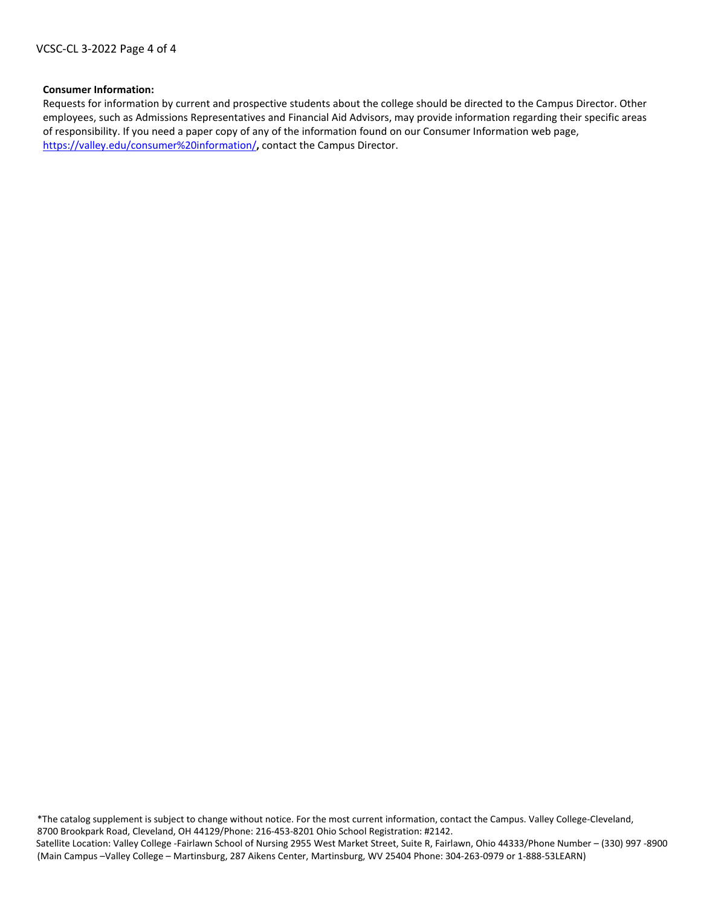**Consumer Information:**

Requests for information by current and prospective students about the college should be directed to the Campus Director. Other employees, such as Admissions Representatives and Financial Aid Advisors, may provide information regarding their specific areas of responsibility. If you need a paper copy of any of the information found on our Consumer Information web page, https://valley.edu/consumer%20information/**,** contact the Campus Director.

*The catalog supplement is subject to change without notice. For the most current information, contact the Campus. Valley College-Cleveland, 8700 Brookpark Road, Cleveland, OH 44129/Phone: 216-453-8201 Ohio School Registration: #2142.
Satellite Location: Valley College -Fairlawn School of Nursing 2955 West Market Street, Suite R, Fairlawn, Ohio 44333/Phone Number – (330) 997 -8900
(Main Campus –Valley College – Martinsburg, 287 Aikens Center, Martinsburg, WV 25404 Phone: 304-263-0979 or 1-888-53LEARN)